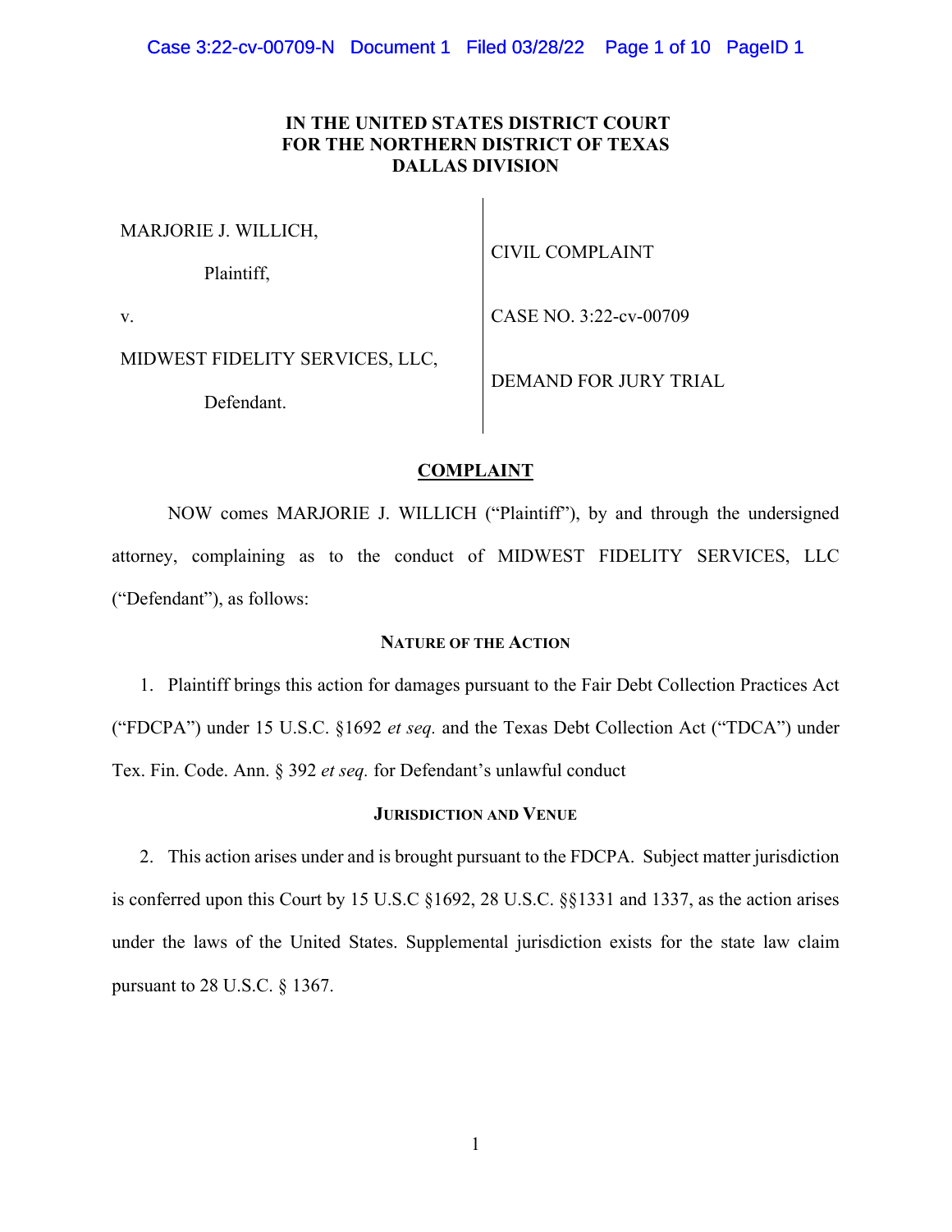# IN THE UNITED STATES DISTRICT COURT FOR THE NORTHERN DISTRICT OF TEXAS DALLAS DIVISION

| | |
|---|---|
| MARJORIE J. WILLICH, Plaintiff, | CIVIL COMPLAINT |
| v. | CASE NO. 3:22-cv-00709 |
| MIDWEST FIDELITY SERVICES, LLC, Defendant. | DEMAND FOR JURY TRIAL |

## COMPLAINT

NOW comes MARJORIE J. WILLICH ("Plaintiff"), by and through the undersigned attorney, complaining as to the conduct of MIDWEST FIDELITY SERVICES, LLC ("Defendant"), as follows:

### NATURE OF THE ACTION

1. Plaintiff brings this action for damages pursuant to the Fair Debt Collection Practices Act ("FDCPA") under 15 U.S.C. §1692 *et seq.* and the Texas Debt Collection Act ("TDCA") under Tex. Fin. Code. Ann. § 392 *et seq.* for Defendant's unlawful conduct

### JURISDICTION AND VENUE

2. This action arises under and is brought pursuant to the FDCPA. Subject matter jurisdiction is conferred upon this Court by 15 U.S.C §1692, 28 U.S.C. §§1331 and 1337, as the action arises under the laws of the United States. Supplemental jurisdiction exists for the state law claim pursuant to 28 U.S.C. § 1367.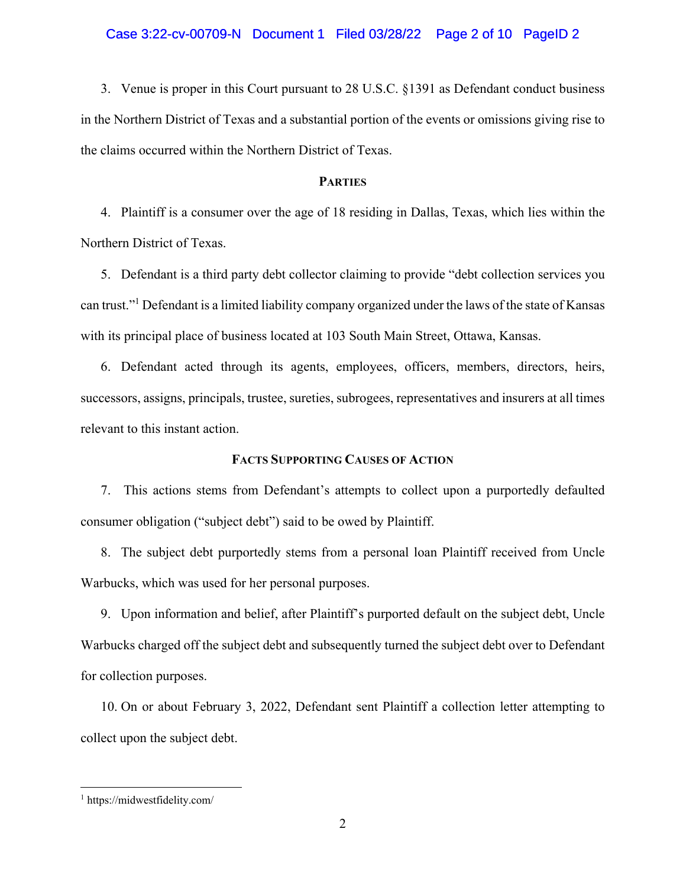3. Venue is proper in this Court pursuant to 28 U.S.C. §1391 as Defendant conduct business in the Northern District of Texas and a substantial portion of the events or omissions giving rise to the claims occurred within the Northern District of Texas.

## PARTIES

4. Plaintiff is a consumer over the age of 18 residing in Dallas, Texas, which lies within the Northern District of Texas.

5. Defendant is a third party debt collector claiming to provide "debt collection services you can trust."[1] Defendant is a limited liability company organized under the laws of the state of Kansas with its principal place of business located at 103 South Main Street, Ottawa, Kansas.

6. Defendant acted through its agents, employees, officers, members, directors, heirs, successors, assigns, principals, trustee, sureties, subrogees, representatives and insurers at all times relevant to this instant action.

## FACTS SUPPORTING CAUSES OF ACTION

7. This actions stems from Defendant's attempts to collect upon a purportedly defaulted consumer obligation ("subject debt") said to be owed by Plaintiff.

8. The subject debt purportedly stems from a personal loan Plaintiff received from Uncle Warbucks, which was used for her personal purposes.

9. Upon information and belief, after Plaintiff's purported default on the subject debt, Uncle Warbucks charged off the subject debt and subsequently turned the subject debt over to Defendant for collection purposes.

10. On or about February 3, 2022, Defendant sent Plaintiff a collection letter attempting to collect upon the subject debt.

---

[1] https://midwestfidelity.com/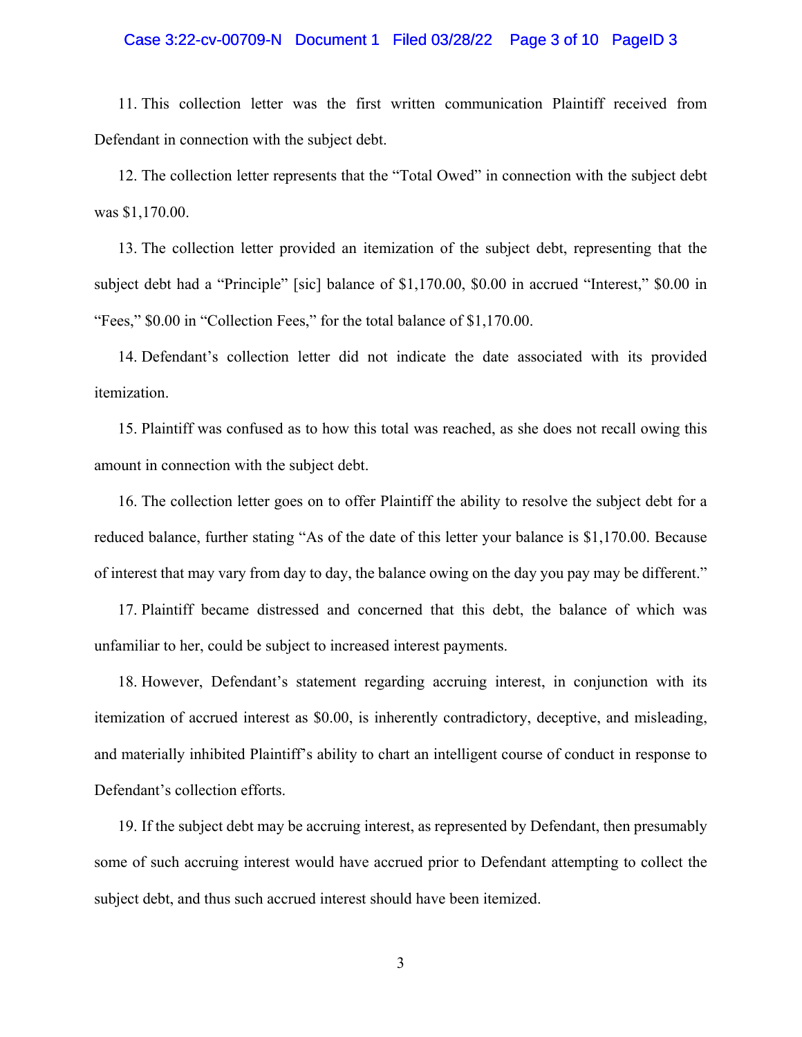11. This collection letter was the first written communication Plaintiff received from Defendant in connection with the subject debt.

12. The collection letter represents that the "Total Owed" in connection with the subject debt was $1,170.00.

13. The collection letter provided an itemization of the subject debt, representing that the subject debt had a "Principle" [sic] balance of $1,170.00, $0.00 in accrued "Interest," $0.00 in "Fees," $0.00 in "Collection Fees," for the total balance of $1,170.00.

14. Defendant's collection letter did not indicate the date associated with its provided itemization.

15. Plaintiff was confused as to how this total was reached, as she does not recall owing this amount in connection with the subject debt.

16. The collection letter goes on to offer Plaintiff the ability to resolve the subject debt for a reduced balance, further stating "As of the date of this letter your balance is $1,170.00. Because of interest that may vary from day to day, the balance owing on the day you pay may be different."

17. Plaintiff became distressed and concerned that this debt, the balance of which was unfamiliar to her, could be subject to increased interest payments.

18. However, Defendant's statement regarding accruing interest, in conjunction with its itemization of accrued interest as $0.00, is inherently contradictory, deceptive, and misleading, and materially inhibited Plaintiff's ability to chart an intelligent course of conduct in response to Defendant's collection efforts.

19. If the subject debt may be accruing interest, as represented by Defendant, then presumably some of such accruing interest would have accrued prior to Defendant attempting to collect the subject debt, and thus such accrued interest should have been itemized.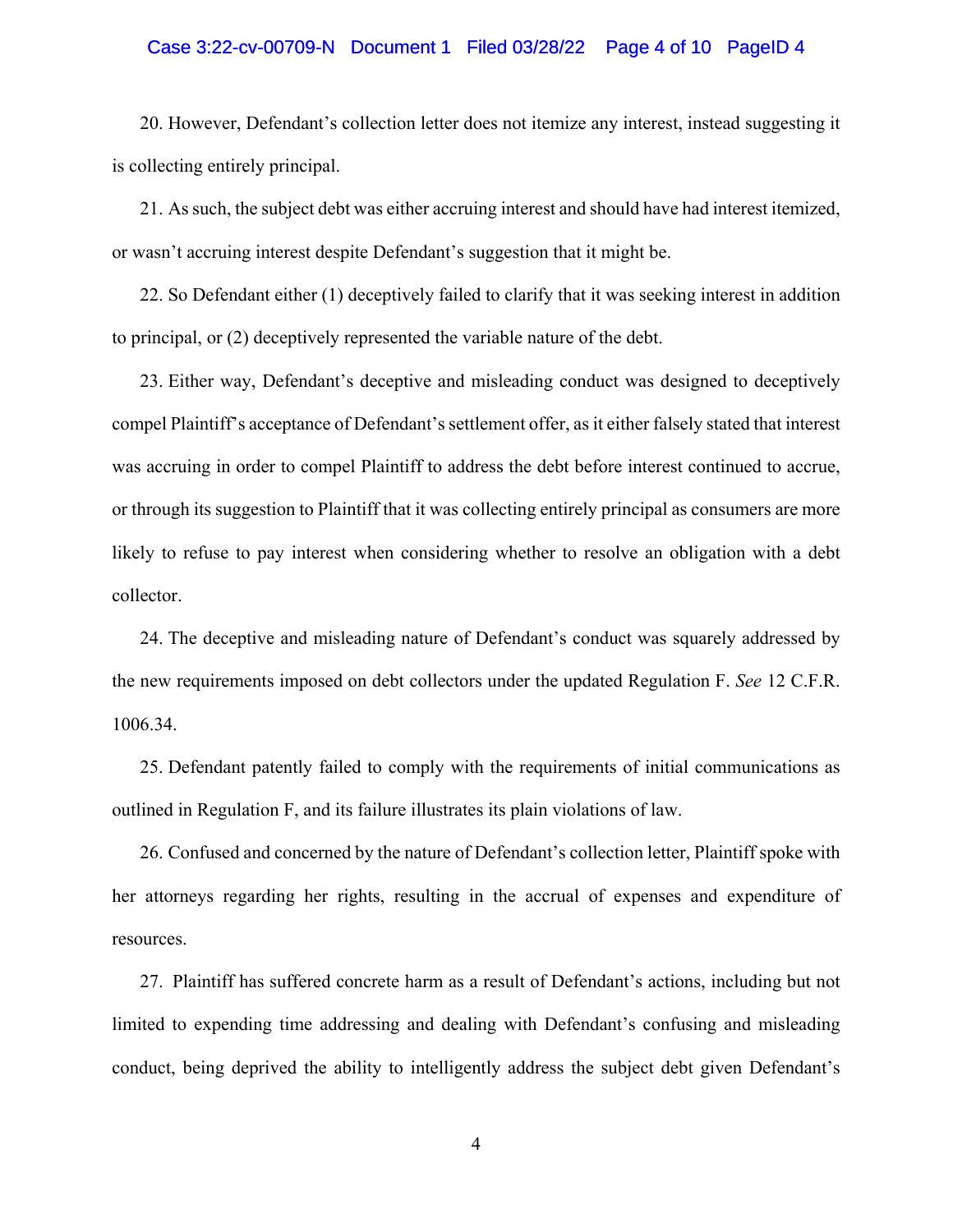20. However, Defendant's collection letter does not itemize any interest, instead suggesting it is collecting entirely principal.

21. As such, the subject debt was either accruing interest and should have had interest itemized, or wasn't accruing interest despite Defendant's suggestion that it might be.

22. So Defendant either (1) deceptively failed to clarify that it was seeking interest in addition to principal, or (2) deceptively represented the variable nature of the debt.

23. Either way, Defendant's deceptive and misleading conduct was designed to deceptively compel Plaintiff's acceptance of Defendant's settlement offer, as it either falsely stated that interest was accruing in order to compel Plaintiff to address the debt before interest continued to accrue, or through its suggestion to Plaintiff that it was collecting entirely principal as consumers are more likely to refuse to pay interest when considering whether to resolve an obligation with a debt collector.

24. The deceptive and misleading nature of Defendant's conduct was squarely addressed by the new requirements imposed on debt collectors under the updated Regulation F. *See* 12 C.F.R. 1006.34.

25. Defendant patently failed to comply with the requirements of initial communications as outlined in Regulation F, and its failure illustrates its plain violations of law.

26. Confused and concerned by the nature of Defendant's collection letter, Plaintiff spoke with her attorneys regarding her rights, resulting in the accrual of expenses and expenditure of resources.

27. Plaintiff has suffered concrete harm as a result of Defendant's actions, including but not limited to expending time addressing and dealing with Defendant's confusing and misleading conduct, being deprived the ability to intelligently address the subject debt given Defendant's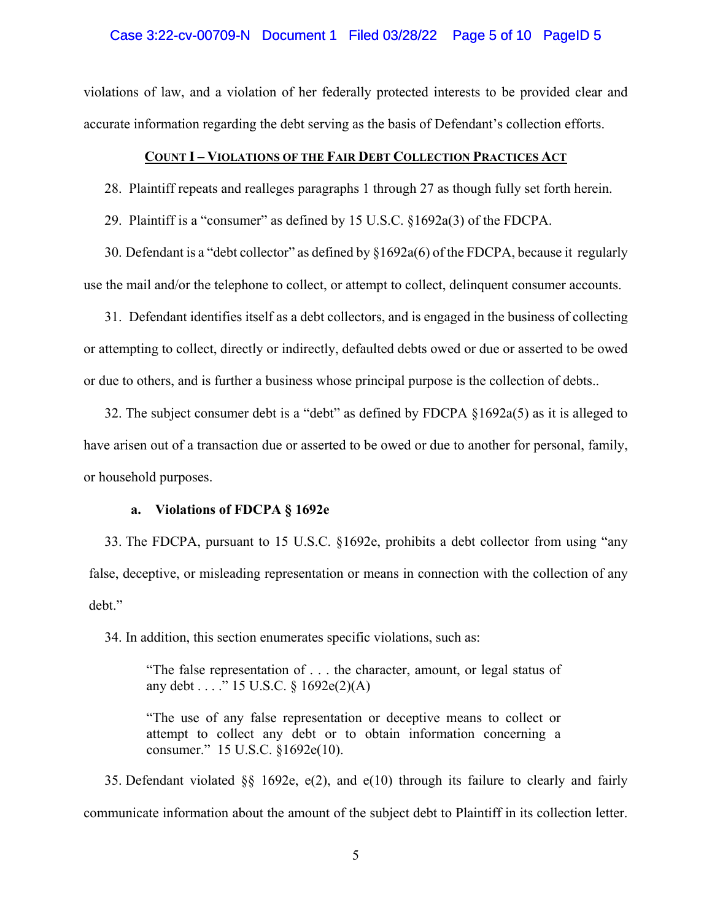violations of law, and a violation of her federally protected interests to be provided clear and accurate information regarding the debt serving as the basis of Defendant's collection efforts.

## **COUNT I – VIOLATIONS OF THE FAIR DEBT COLLECTION PRACTICES ACT**

28. Plaintiff repeats and realleges paragraphs 1 through 27 as though fully set forth herein.

29. Plaintiff is a "consumer" as defined by 15 U.S.C. §1692a(3) of the FDCPA.

30. Defendant is a "debt collector" as defined by §1692a(6) of the FDCPA, because it regularly use the mail and/or the telephone to collect, or attempt to collect, delinquent consumer accounts.

31. Defendant identifies itself as a debt collectors, and is engaged in the business of collecting or attempting to collect, directly or indirectly, defaulted debts owed or due or asserted to be owed or due to others, and is further a business whose principal purpose is the collection of debts..

32. The subject consumer debt is a "debt" as defined by FDCPA §1692a(5) as it is alleged to have arisen out of a transaction due or asserted to be owed or due to another for personal, family, or household purposes.

### **a. Violations of FDCPA § 1692e**

33. The FDCPA, pursuant to 15 U.S.C. §1692e, prohibits a debt collector from using "any false, deceptive, or misleading representation or means in connection with the collection of any debt."

34. In addition, this section enumerates specific violations, such as:

> "The false representation of . . . the character, amount, or legal status of any debt . . . ." 15 U.S.C. § 1692e(2)(A)
>
> "The use of any false representation or deceptive means to collect or attempt to collect any debt or to obtain information concerning a consumer." 15 U.S.C. §1692e(10).

35. Defendant violated §§ 1692e, e(2), and e(10) through its failure to clearly and fairly communicate information about the amount of the subject debt to Plaintiff in its collection letter.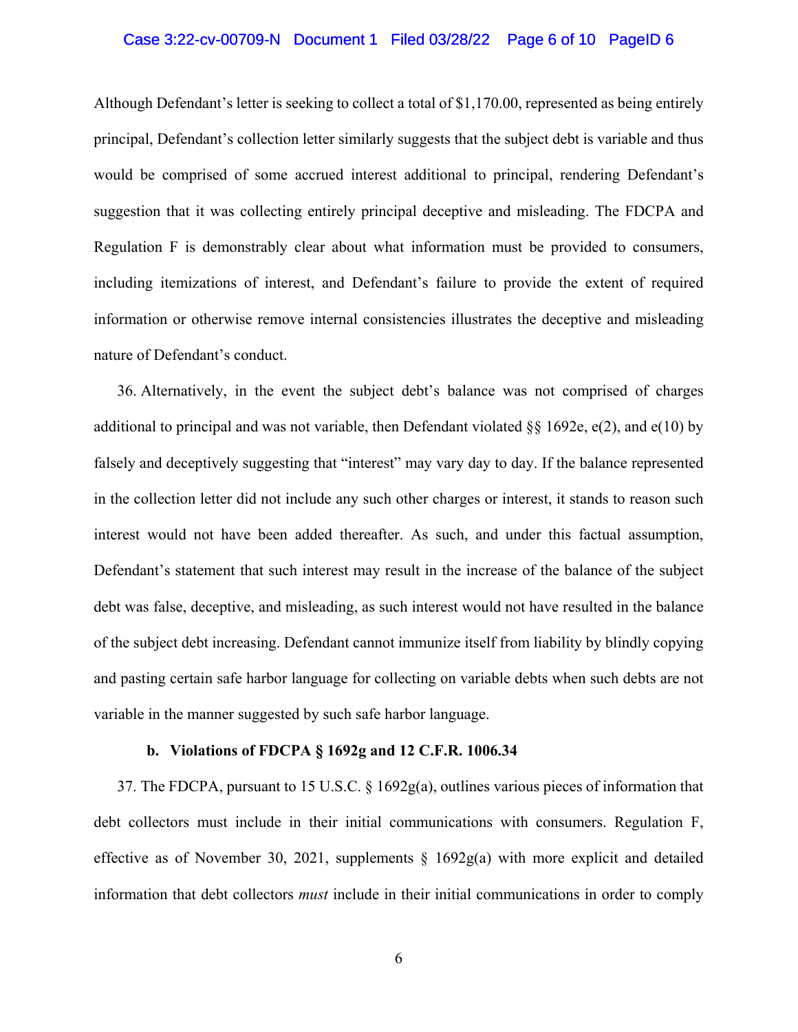Although Defendant's letter is seeking to collect a total of $1,170.00, represented as being entirely principal, Defendant's collection letter similarly suggests that the subject debt is variable and thus would be comprised of some accrued interest additional to principal, rendering Defendant's suggestion that it was collecting entirely principal deceptive and misleading. The FDCPA and Regulation F is demonstrably clear about what information must be provided to consumers, including itemizations of interest, and Defendant's failure to provide the extent of required information or otherwise remove internal consistencies illustrates the deceptive and misleading nature of Defendant's conduct.

36. Alternatively, in the event the subject debt's balance was not comprised of charges additional to principal and was not variable, then Defendant violated §§ 1692e, e(2), and e(10) by falsely and deceptively suggesting that "interest" may vary day to day. If the balance represented in the collection letter did not include any such other charges or interest, it stands to reason such interest would not have been added thereafter. As such, and under this factual assumption, Defendant's statement that such interest may result in the increase of the balance of the subject debt was false, deceptive, and misleading, as such interest would not have resulted in the balance of the subject debt increasing. Defendant cannot immunize itself from liability by blindly copying and pasting certain safe harbor language for collecting on variable debts when such debts are not variable in the manner suggested by such safe harbor language.

**b. Violations of FDCPA § 1692g and 12 C.F.R. 1006.34**

37. The FDCPA, pursuant to 15 U.S.C. § 1692g(a), outlines various pieces of information that debt collectors must include in their initial communications with consumers. Regulation F, effective as of November 30, 2021, supplements § 1692g(a) with more explicit and detailed information that debt collectors *must* include in their initial communications in order to comply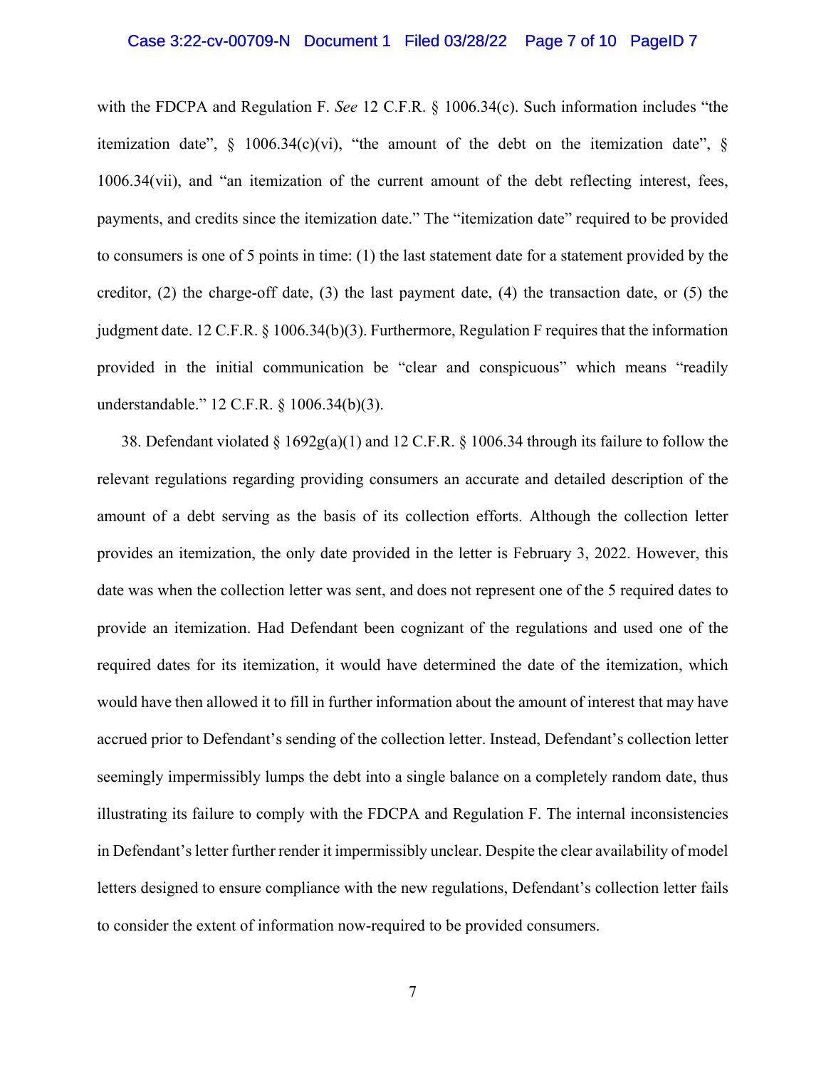with the FDCPA and Regulation F. *See* 12 C.F.R. § 1006.34(c). Such information includes "the itemization date", § 1006.34(c)(vi), "the amount of the debt on the itemization date", § 1006.34(vii), and "an itemization of the current amount of the debt reflecting interest, fees, payments, and credits since the itemization date." The "itemization date" required to be provided to consumers is one of 5 points in time: (1) the last statement date for a statement provided by the creditor, (2) the charge-off date, (3) the last payment date, (4) the transaction date, or (5) the judgment date. 12 C.F.R. § 1006.34(b)(3). Furthermore, Regulation F requires that the information provided in the initial communication be "clear and conspicuous" which means "readily understandable." 12 C.F.R. § 1006.34(b)(3).

38. Defendant violated § 1692g(a)(1) and 12 C.F.R. § 1006.34 through its failure to follow the relevant regulations regarding providing consumers an accurate and detailed description of the amount of a debt serving as the basis of its collection efforts. Although the collection letter provides an itemization, the only date provided in the letter is February 3, 2022. However, this date was when the collection letter was sent, and does not represent one of the 5 required dates to provide an itemization. Had Defendant been cognizant of the regulations and used one of the required dates for its itemization, it would have determined the date of the itemization, which would have then allowed it to fill in further information about the amount of interest that may have accrued prior to Defendant's sending of the collection letter. Instead, Defendant's collection letter seemingly impermissibly lumps the debt into a single balance on a completely random date, thus illustrating its failure to comply with the FDCPA and Regulation F. The internal inconsistencies in Defendant's letter further render it impermissibly unclear. Despite the clear availability of model letters designed to ensure compliance with the new regulations, Defendant's collection letter fails to consider the extent of information now-required to be provided consumers.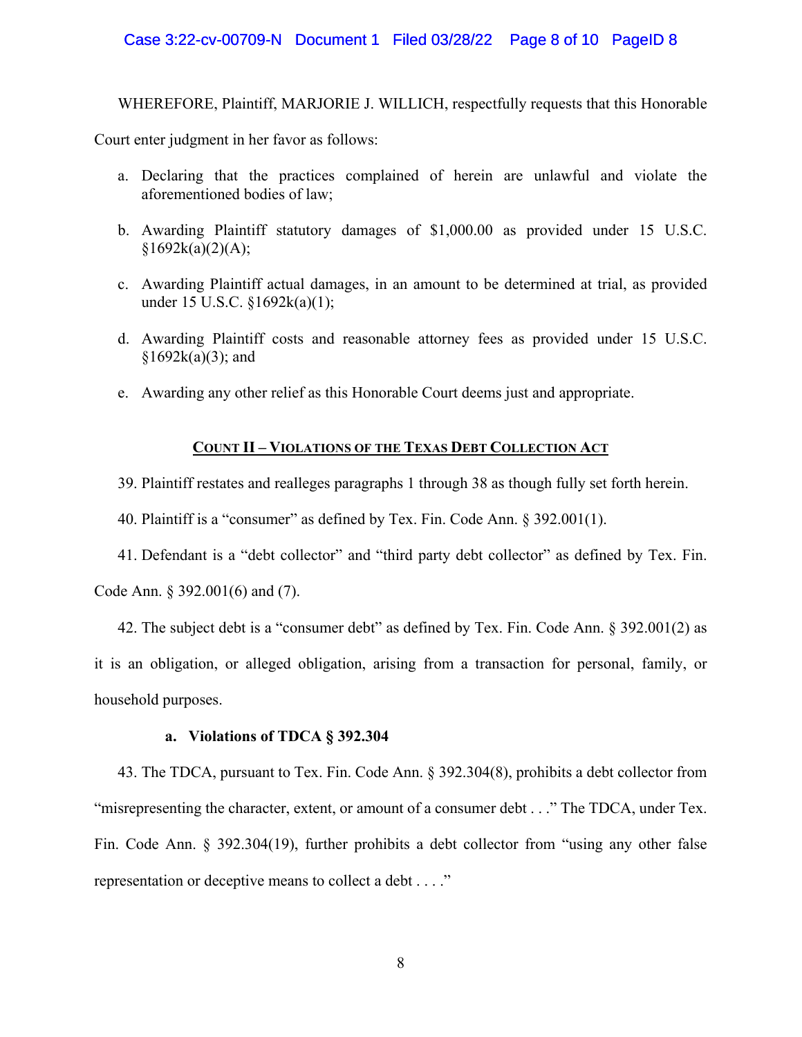WHEREFORE, Plaintiff, MARJORIE J. WILLICH, respectfully requests that this Honorable Court enter judgment in her favor as follows:

a. Declaring that the practices complained of herein are unlawful and violate the aforementioned bodies of law;

b. Awarding Plaintiff statutory damages of $1,000.00 as provided under 15 U.S.C. §1692k(a)(2)(A);

c. Awarding Plaintiff actual damages, in an amount to be determined at trial, as provided under 15 U.S.C. §1692k(a)(1);

d. Awarding Plaintiff costs and reasonable attorney fees as provided under 15 U.S.C. §1692k(a)(3); and

e. Awarding any other relief as this Honorable Court deems just and appropriate.

## COUNT II – VIOLATIONS OF THE TEXAS DEBT COLLECTION ACT

39. Plaintiff restates and realleges paragraphs 1 through 38 as though fully set forth herein.

40. Plaintiff is a "consumer" as defined by Tex. Fin. Code Ann. § 392.001(1).

41. Defendant is a "debt collector" and "third party debt collector" as defined by Tex. Fin. Code Ann. § 392.001(6) and (7).

42. The subject debt is a "consumer debt" as defined by Tex. Fin. Code Ann. § 392.001(2) as it is an obligation, or alleged obligation, arising from a transaction for personal, family, or household purposes.

### a. Violations of TDCA § 392.304

43. The TDCA, pursuant to Tex. Fin. Code Ann. § 392.304(8), prohibits a debt collector from "misrepresenting the character, extent, or amount of a consumer debt . . ." The TDCA, under Tex. Fin. Code Ann. § 392.304(19), further prohibits a debt collector from "using any other false representation or deceptive means to collect a debt . . . ."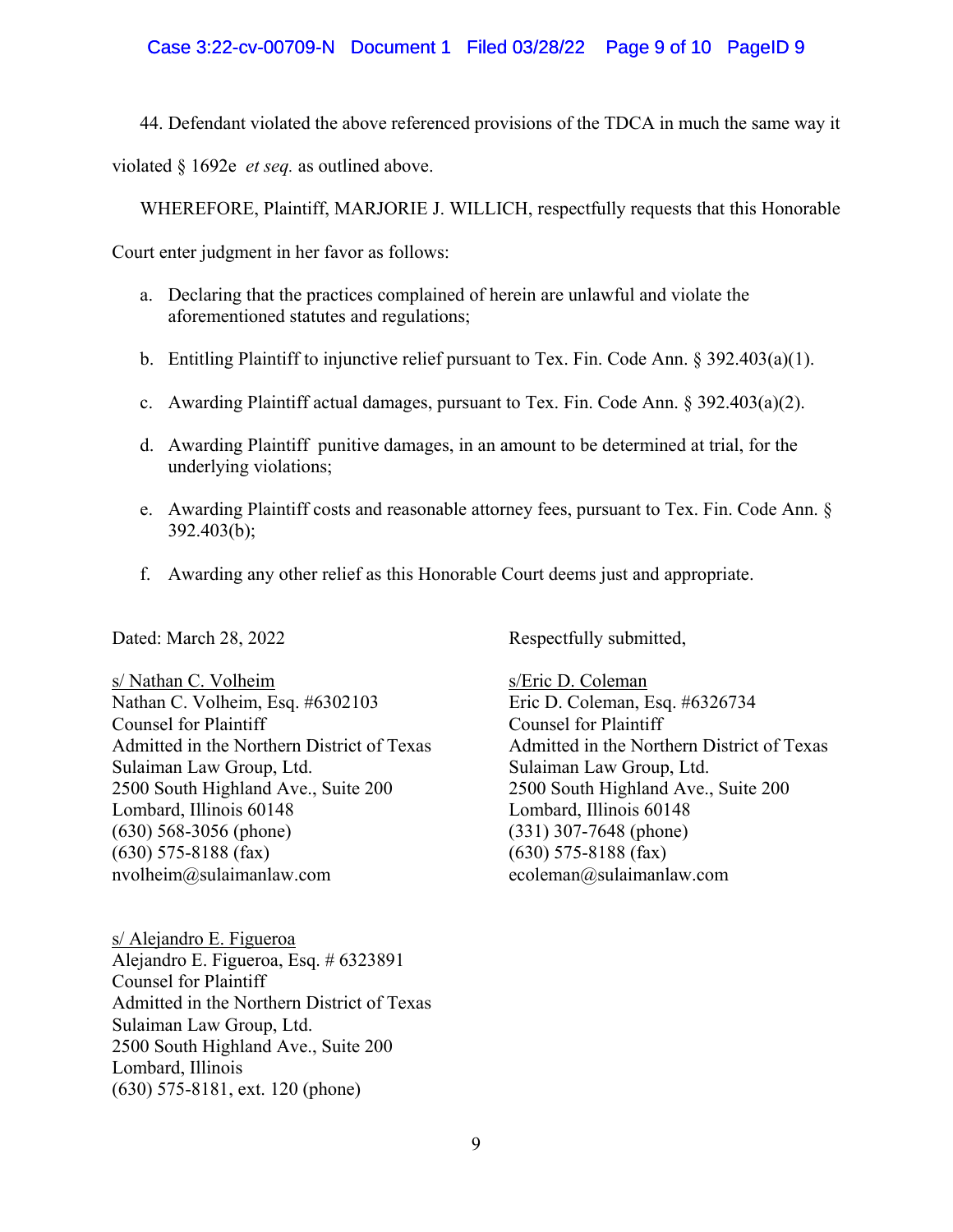44. Defendant violated the above referenced provisions of the TDCA in much the same way it violated § 1692e *et seq.* as outlined above.

WHEREFORE, Plaintiff, MARJORIE J. WILLICH, respectfully requests that this Honorable Court enter judgment in her favor as follows:

a. Declaring that the practices complained of herein are unlawful and violate the aforementioned statutes and regulations;

b. Entitling Plaintiff to injunctive relief pursuant to Tex. Fin. Code Ann. § 392.403(a)(1).

c. Awarding Plaintiff actual damages, pursuant to Tex. Fin. Code Ann. § 392.403(a)(2).

d. Awarding Plaintiff punitive damages, in an amount to be determined at trial, for the underlying violations;

e. Awarding Plaintiff costs and reasonable attorney fees, pursuant to Tex. Fin. Code Ann. § 392.403(b);

f. Awarding any other relief as this Honorable Court deems just and appropriate.

Dated: March 28, 2022

Respectfully submitted,

s/ Nathan C. Volheim
Nathan C. Volheim, Esq. #6302103
Counsel for Plaintiff
Admitted in the Northern District of Texas
Sulaiman Law Group, Ltd.
2500 South Highland Ave., Suite 200
Lombard, Illinois 60148
(630) 568-3056 (phone)
(630) 575-8188 (fax)
nvolheim@sulaimanlaw.com

s/Eric D. Coleman
Eric D. Coleman, Esq. #6326734
Counsel for Plaintiff
Admitted in the Northern District of Texas
Sulaiman Law Group, Ltd.
2500 South Highland Ave., Suite 200
Lombard, Illinois 60148
(331) 307-7648 (phone)
(630) 575-8188 (fax)
ecoleman@sulaimanlaw.com

s/ Alejandro E. Figueroa
Alejandro E. Figueroa, Esq. # 6323891
Counsel for Plaintiff
Admitted in the Northern District of Texas
Sulaiman Law Group, Ltd.
2500 South Highland Ave., Suite 200
Lombard, Illinois
(630) 575-8181, ext. 120 (phone)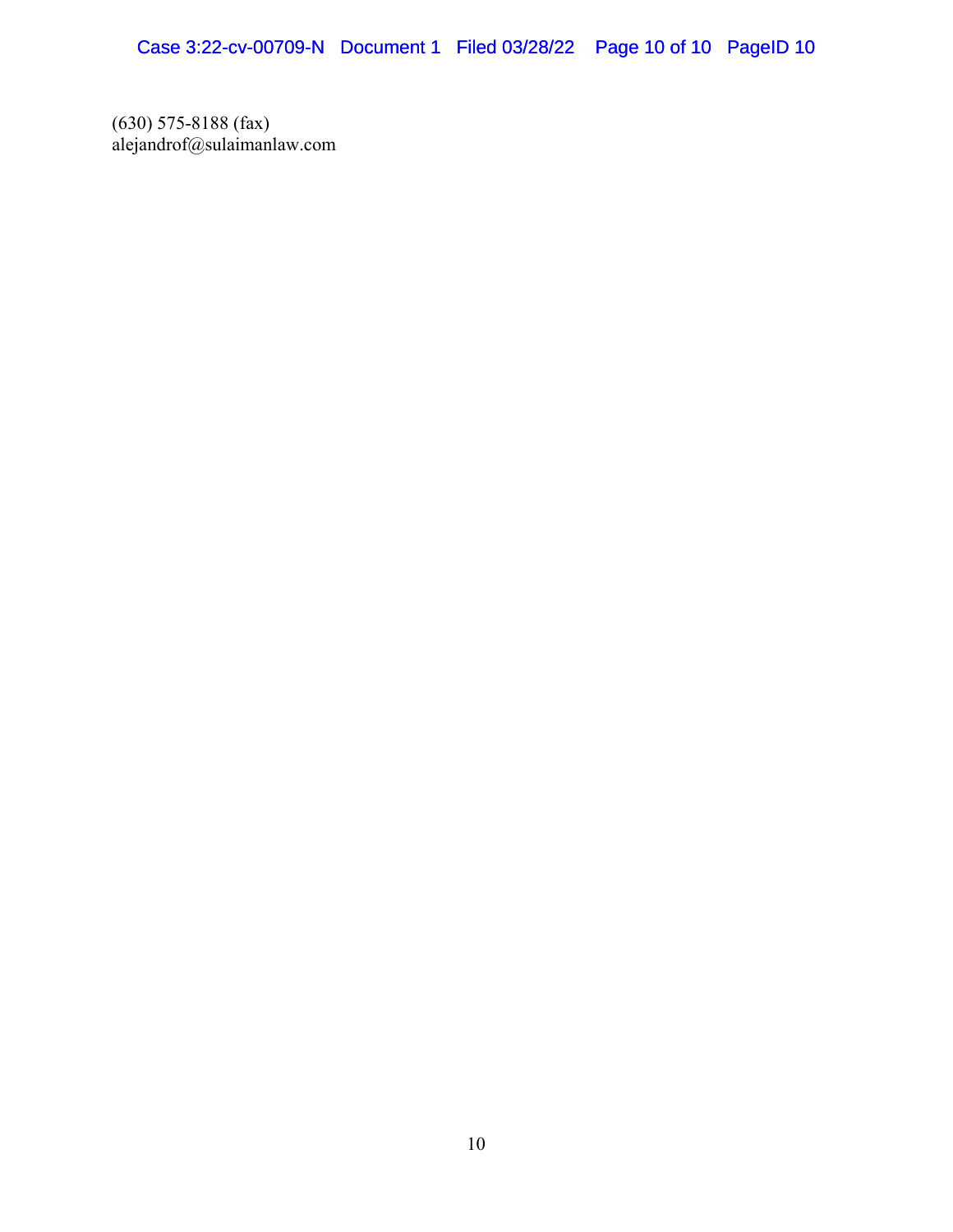(630) 575-8188 (fax)
alejandrof@sulaimanlaw.com